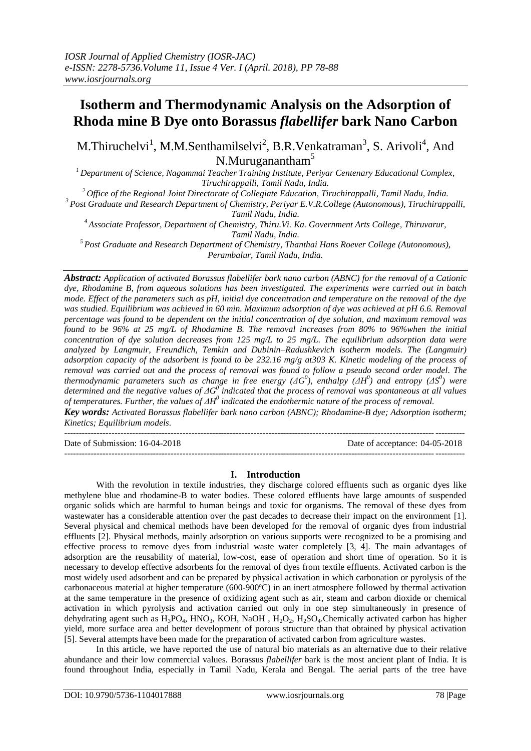# Isotherm and Thermodynamic Analysis on the Adsorption of Rhoda mine B Dye onto Borassus *flabellifer* bark Nano Carbon

M.Thiruchelvi[1], M.M.Senthamilselvi[2], B.R.Venkatraman[3], S. Arivoli[4], And N.Muruganantham[5]

[1] Department of Science, Nagammai Teacher Training Institute, Periyar Centenary Educational Complex, Tiruchirappalli, Tamil Nadu, India.
[2] Office of the Regional Joint Directorate of Collegiate Education, Tiruchirappalli, Tamil Nadu, India.
[3] Post Graduate and Research Department of Chemistry, Periyar E.V.R.College (Autonomous), Tiruchirappalli, Tamil Nadu, India.
[4] Associate Professor, Department of Chemistry, Thiru.Vi. Ka. Government Arts College, Thiruvarur, Tamil Nadu, India.
[5] Post Graduate and Research Department of Chemistry, Thanthai Hans Roever College (Autonomous), Perambalur, Tamil Nadu, India.

***Abstract:*** *Application of activated Borassus flabellifer bark nano carbon (ABNC) for the removal of a Cationic dye, Rhodamine B, from aqueous solutions has been investigated. The experiments were carried out in batch mode. Effect of the parameters such as pH, initial dye concentration and temperature on the removal of the dye was studied. Equilibrium was achieved in 60 min. Maximum adsorption of dye was achieved at pH 6.6. Removal percentage was found to be dependent on the initial concentration of dye solution, and maximum removal was found to be 96% at 25 mg/L of Rhodamine B. The removal increases from 80% to 96%when the initial concentration of dye solution decreases from 125 mg/L to 25 mg/L. The equilibrium adsorption data were analyzed by Langmuir, Freundlich, Temkin and Dubinin–Radushkevich isotherm models. The (Langmuir) adsorption capacity of the adsorbent is found to be 232.16 mg/g at303 K. Kinetic modeling of the process of removal was carried out and the process of removal was found to follow a pseudo second order model. The thermodynamic parameters such as change in free energy ($\Delta G^0$), enthalpy ($\Delta H^0$) and entropy ($\Delta S^0$) were determined and the negative values of $\Delta G^0$ indicated that the process of removal was spontaneous at all values of temperatures. Further, the values of $\Delta H^0$ indicated the endothermic nature of the process of removal.*

***Key words:*** *Activated Borassus flabellifer bark nano carbon (ABNC); Rhodamine-B dye; Adsorption isotherm; Kinetics; Equilibrium models.*

---

Date of Submission: 16-04-2018 Date of acceptance: 04-05-2018

---

## I. Introduction

With the revolution in textile industries, they discharge colored effluents such as organic dyes like methylene blue and rhodamine-B to water bodies. These colored effluents have large amounts of suspended organic solids which are harmful to human beings and toxic for organisms. The removal of these dyes from wastewater has a considerable attention over the past decades to decrease their impact on the environment [1]. Several physical and chemical methods have been developed for the removal of organic dyes from industrial effluents [2]. Physical methods, mainly adsorption on various supports were recognized to be a promising and effective process to remove dyes from industrial waste water completely [3, 4]. The main advantages of adsorption are the reusability of material, low-cost, ease of operation and short time of operation. So it is necessary to develop effective adsorbents for the removal of dyes from textile effluents. Activated carbon is the most widely used adsorbent and can be prepared by physical activation in which carbonation or pyrolysis of the carbonaceous material at higher temperature (600-900ºC) in an inert atmosphere followed by thermal activation at the same temperature in the presence of oxidizing agent such as air, steam and carbon dioxide or chemical activation in which pyrolysis and activation carried out only in one step simultaneously in presence of dehydrating agent such as $H_3PO_4$, $HNO_3$, KOH, NaOH , $H_2O_2$, $H_2SO_4$.Chemically activated carbon has higher yield, more surface area and better development of porous structure than that obtained by physical activation [5]. Several attempts have been made for the preparation of activated carbon from agriculture wastes.

In this article, we have reported the use of natural bio materials as an alternative due to their relative abundance and their low commercial values. Borassus *flabellifer* bark is the most ancient plant of India. It is found throughout India, especially in Tamil Nadu, Kerala and Bengal. The aerial parts of the tree have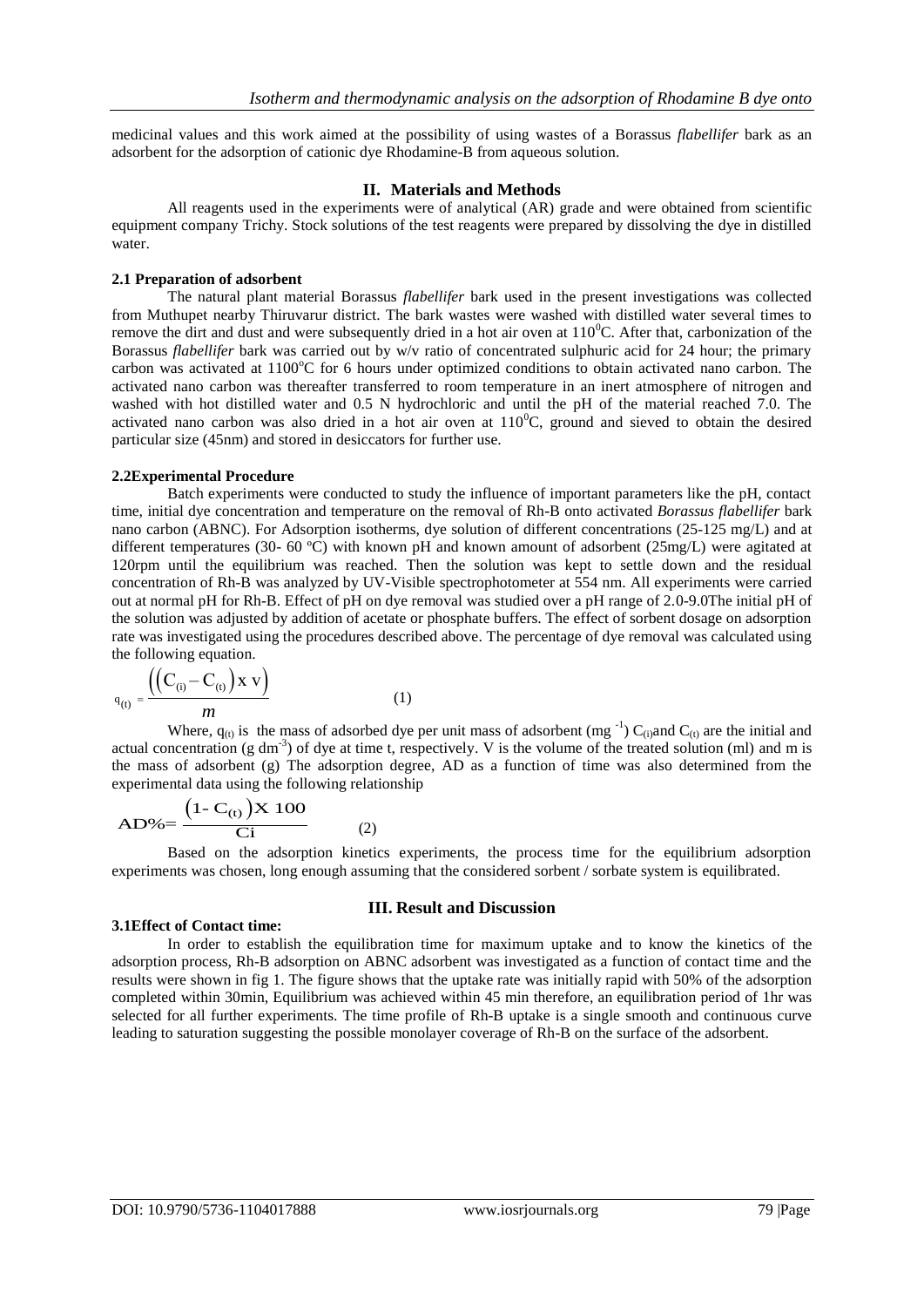medicinal values and this work aimed at the possibility of using wastes of a Borassus *flabellifer* bark as an adsorbent for the adsorption of cationic dye Rhodamine-B from aqueous solution.

## II. Materials and Methods

All reagents used in the experiments were of analytical (AR) grade and were obtained from scientific equipment company Trichy. Stock solutions of the test reagents were prepared by dissolving the dye in distilled water.

### 2.1 Preparation of adsorbent

The natural plant material Borassus *flabellifer* bark used in the present investigations was collected from Muthupet nearby Thiruvarur district. The bark wastes were washed with distilled water several times to remove the dirt and dust and were subsequently dried in a hot air oven at $110^0$C. After that, carbonization of the Borassus *flabellifer* bark was carried out by w/v ratio of concentrated sulphuric acid for 24 hour; the primary carbon was activated at $1100^o$C for 6 hours under optimized conditions to obtain activated nano carbon. The activated nano carbon was thereafter transferred to room temperature in an inert atmosphere of nitrogen and washed with hot distilled water and 0.5 N hydrochloric and until the pH of the material reached 7.0. The activated nano carbon was also dried in a hot air oven at $110^0$C, ground and sieved to obtain the desired particular size (45nm) and stored in desiccators for further use.

### 2.2Experimental Procedure

Batch experiments were conducted to study the influence of important parameters like the pH, contact time, initial dye concentration and temperature on the removal of Rh-B onto activated *Borassus flabellifer* bark nano carbon (ABNC). For Adsorption isotherms, dye solution of different concentrations (25-125 mg/L) and at different temperatures (30- 60 ºC) with known pH and known amount of adsorbent (25mg/L) were agitated at 120rpm until the equilibrium was reached. Then the solution was kept to settle down and the residual concentration of Rh-B was analyzed by UV-Visible spectrophotometer at 554 nm. All experiments were carried out at normal pH for Rh-B. Effect of pH on dye removal was studied over a pH range of 2.0-9.0The initial pH of the solution was adjusted by addition of acetate or phosphate buffers. The effect of sorbent dosage on adsorption rate was investigated using the procedures described above. The percentage of dye removal was calculated using the following equation.

$$q_{(t)} = \frac{\left(\left(C_{(i)} - C_{(t)}\right) x\ V\right)}{m} \qquad (1)$$

Where, $q_{(t)}$ is the mass of adsorbed dye per unit mass of adsorbent (mg $^{-1}$) $C_{(i)}$and $C_{(t)}$ are the initial and actual concentration (g dm$^{-3}$) of dye at time t, respectively. V is the volume of the treated solution (ml) and m is the mass of adsorbent (g) The adsorption degree, AD as a function of time was also determined from the experimental data using the following relationship

$$AD\% = \frac{\left(1 - C_{(t)}\right) X\ 100}{Ci} \qquad (2)$$

Based on the adsorption kinetics experiments, the process time for the equilibrium adsorption experiments was chosen, long enough assuming that the considered sorbent / sorbate system is equilibrated.

## III. Result and Discussion

### 3.1Effect of Contact time:

In order to establish the equilibration time for maximum uptake and to know the kinetics of the adsorption process, Rh-B adsorption on ABNC adsorbent was investigated as a function of contact time and the results were shown in fig 1. The figure shows that the uptake rate was initially rapid with 50% of the adsorption completed within 30min, Equilibrium was achieved within 45 min therefore, an equilibration period of 1hr was selected for all further experiments. The time profile of Rh-B uptake is a single smooth and continuous curve leading to saturation suggesting the possible monolayer coverage of Rh-B on the surface of the adsorbent.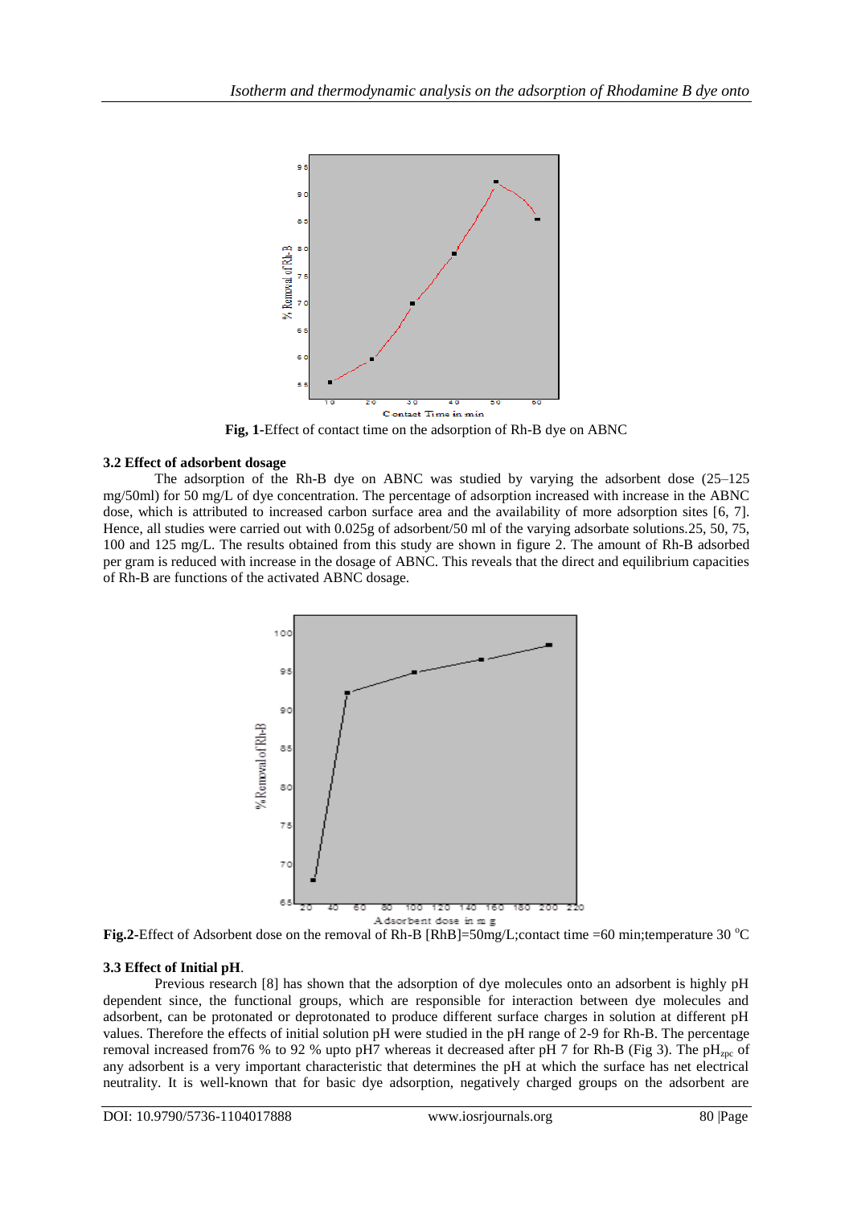**Fig, 1-**Effect of contact time on the adsorption of Rh-B dye on ABNC

### 3.2 Effect of adsorbent dosage

The adsorption of the Rh-B dye on ABNC was studied by varying the adsorbent dose (25–125 mg/50ml) for 50 mg/L of dye concentration. The percentage of adsorption increased with increase in the ABNC dose, which is attributed to increased carbon surface area and the availability of more adsorption sites [6, 7]. Hence, all studies were carried out with 0.025g of adsorbent/50 ml of the varying adsorbate solutions.25, 50, 75, 100 and 125 mg/L. The results obtained from this study are shown in figure 2. The amount of Rh-B adsorbed per gram is reduced with increase in the dosage of ABNC. This reveals that the direct and equilibrium capacities of Rh-B are functions of the activated ABNC dosage.

**Fig.2-**Effect of Adsorbent dose on the removal of Rh-B [RhB]=50mg/L;contact time =60 min;temperature 30 $^{o}$C

### 3.3 Effect of Initial pH.

Previous research [8] has shown that the adsorption of dye molecules onto an adsorbent is highly pH dependent since, the functional groups, which are responsible for interaction between dye molecules and adsorbent, can be protonated or deprotonated to produce different surface charges in solution at different pH values. Therefore the effects of initial solution pH were studied in the pH range of 2-9 for Rh-B. The percentage removal increased from76 % to 92 % upto pH7 whereas it decreased after pH 7 for Rh-B (Fig 3). The $pH_{zpc}$ of any adsorbent is a very important characteristic that determines the pH at which the surface has net electrical neutrality. It is well-known that for basic dye adsorption, negatively charged groups on the adsorbent are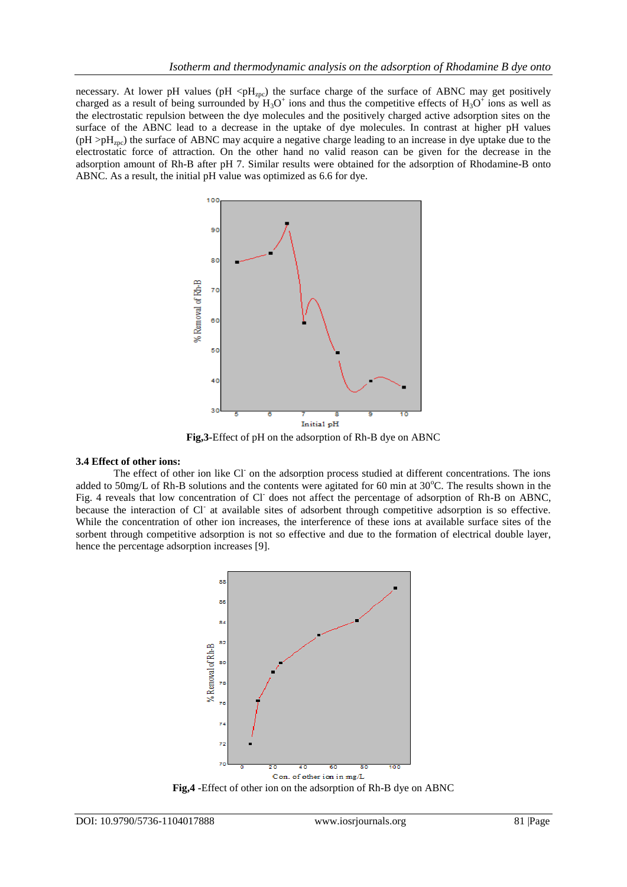necessary. At lower pH values (pH $<pH_{zpc}$) the surface charge of the surface of ABNC may get positively charged as a result of being surrounded by $H_3O^+$ ions and thus the competitive effects of $H_3O^+$ ions as well as the electrostatic repulsion between the dye molecules and the positively charged active adsorption sites on the surface of the ABNC lead to a decrease in the uptake of dye molecules. In contrast at higher pH values (pH $>pH_{zpc}$) the surface of ABNC may acquire a negative charge leading to an increase in dye uptake due to the electrostatic force of attraction. On the other hand no valid reason can be given for the decrease in the adsorption amount of Rh-B after pH 7. Similar results were obtained for the adsorption of Rhodamine-B onto ABNC. As a result, the initial pH value was optimized as 6.6 for dye.

**Fig,3**-Effect of pH on the adsorption of Rh-B dye on ABNC

### 3.4 Effect of other ions:

The effect of other ion like $Cl^-$ on the adsorption process studied at different concentrations. The ions added to 50mg/L of Rh-B solutions and the contents were agitated for 60 min at 30°C. The results shown in the Fig. 4 reveals that low concentration of $Cl^-$ does not affect the percentage of adsorption of Rh-B on ABNC, because the interaction of $Cl^-$ at available sites of adsorbent through competitive adsorption is so effective. While the concentration of other ion increases, the interference of these ions at available surface sites of the sorbent through competitive adsorption is not so effective and due to the formation of electrical double layer, hence the percentage adsorption increases [9].

**Fig,4** -Effect of other ion on the adsorption of Rh-B dye on ABNC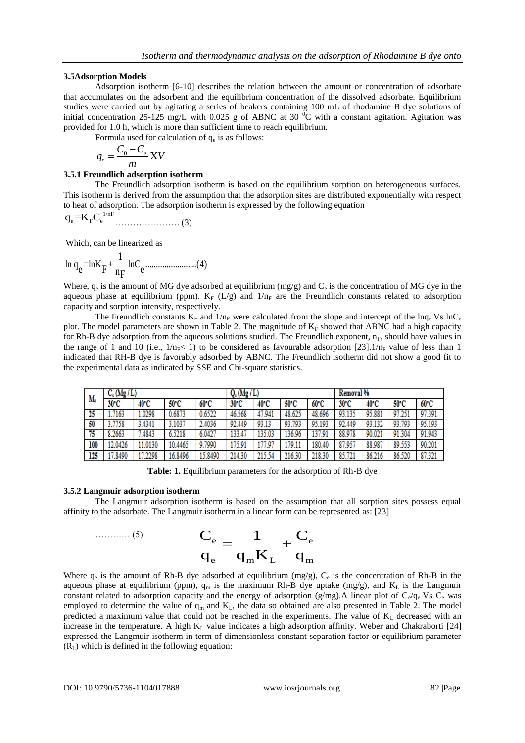### 3.5 Adsorption Models

Adsorption isotherm [6-10] describes the relation between the amount or concentration of adsorbate that accumulates on the adsorbent and the equilibrium concentration of the dissolved adsorbate. Equilibrium studies were carried out by agitating a series of beakers containing 100 mL of rhodamine B dye solutions of initial concentration 25-125 mg/L with 0.025 g of ABNC at 30 $^0$C with a constant agitation. Agitation was provided for 1.0 h, which is more than sufficient time to reach equilibrium.

Formula used for calculation of $q_e$ is as follows:

$$q_e = \frac{C_0 - C_e}{m} XV$$

#### 3.5.1 Freundlich adsorption isotherm

The Freundlich adsorption isotherm is based on the equilibrium sorption on heterogeneous surfaces. This isotherm is derived from the assumption that the adsorption sites are distributed exponentially with respect to heat of adsorption. The adsorption isotherm is expressed by the following equation

$$q_e = K_F C_e^{1/nF} \quad \text{………………….} (3)$$

Which, can be linearized as

$$\ln q_e = \ln K_F + \frac{1}{n_F} \ln C_e \text{……………………}(4)$$

Where, $q_e$ is the amount of MG dye adsorbed at equilibrium (mg/g) and $C_e$ is the concentration of MG dye in the aqueous phase at equilibrium (ppm). $K_F$ (L/g) and $1/n_F$ are the Freundlich constants related to adsorption capacity and sorption intensity, respectively.

The Freundlich constants $K_F$ and $1/n_F$ were calculated from the slope and intercept of the $\ln q_e$ Vs $\ln C_e$ plot. The model parameters are shown in Table 2. The magnitude of $K_F$ showed that ABNC had a high capacity for Rh-B dye adsorption from the aqueous solutions studied. The Freundlich exponent, $n_F$, should have values in the range of 1 and 10 (i.e., $1/n_F < 1$) to be considered as favourable adsorption [23]. $1/n_F$ value of less than 1 indicated that RH-B dye is favorably adsorbed by ABNC. The Freundlich isotherm did not show a good fit to the experimental data as indicated by SSE and Chi-square statistics.

| $M_0$ | $C_e$ (Mg/L) | | | | $Q_e$ (Mg/L) | | | | Removal % | | | |
|---|---|---|---|---|---|---|---|---|---|---|---|---|
| | 30°C | 40°C | 50°C | 60°C | 30°C | 40°C | 50°C | 60°C | 30°C | 40°C | 50°C | 60°C |
| 25 | 1.7163 | 1.0298 | 0.6873 | 0.6522 | 46.568 | 47.941 | 48.625 | 48.696 | 93.135 | 95.881 | 97.251 | 97.391 |
| 50 | 3.7758 | 3.4341 | 3.1037 | 2.4036 | 92.449 | 93.13 | 93.793 | 95.193 | 92.449 | 93.132 | 93.793 | 95.193 |
| 75 | 8.2663 | 7.4843 | 6.5218 | 6.0427 | 133.47 | 135.03 | 136.96 | 137.91 | 88.978 | 90.021 | 91.304 | 91.943 |
| 100 | 12.0426 | 11.0130 | 10.4465 | 9.7990 | 175.91 | 177.97 | 179.11 | 180.40 | 87.957 | 88.987 | 89.553 | 90.201 |
| 125 | 17.8490 | 17.2298 | 16.8496 | 15.8490 | 214.30 | 215.54 | 216.30 | 218.30 | 85.721 | 86.216 | 86.520 | 87.321 |

**Table: 1.** Equilibrium parameters for the adsorption of Rh-B dye

#### 3.5.2 Langmuir adsorption isotherm

The Langmuir adsorption isotherm is based on the assumption that all sorption sites possess equal affinity to the adsorbate. The Langmuir isotherm in a linear form can be represented as: [23]

$$\frac{C_e}{q_e} = \frac{1}{q_m K_L} + \frac{C_e}{q_m} \quad \text{…………} (5)$$

Where $q_e$ is the amount of Rh-B dye adsorbed at equilibrium (mg/g), $C_e$ is the concentration of Rh-B in the aqueous phase at equilibrium (ppm), $q_m$ is the maximum Rh-B dye uptake (mg/g), and $K_L$ is the Langmuir constant related to adsorption capacity and the energy of adsorption (g/mg). A linear plot of $C_e/q_e$ Vs $C_e$ was employed to determine the value of $q_m$ and $K_L$, the data so obtained are also presented in Table 2. The model predicted a maximum value that could not be reached in the experiments. The value of $K_L$ decreased with an increase in the temperature. A high $K_L$ value indicates a high adsorption affinity. Weber and Chakraborti [24] expressed the Langmuir isotherm in term of dimensionless constant separation factor or equilibrium parameter ($R_L$) which is defined in the following equation: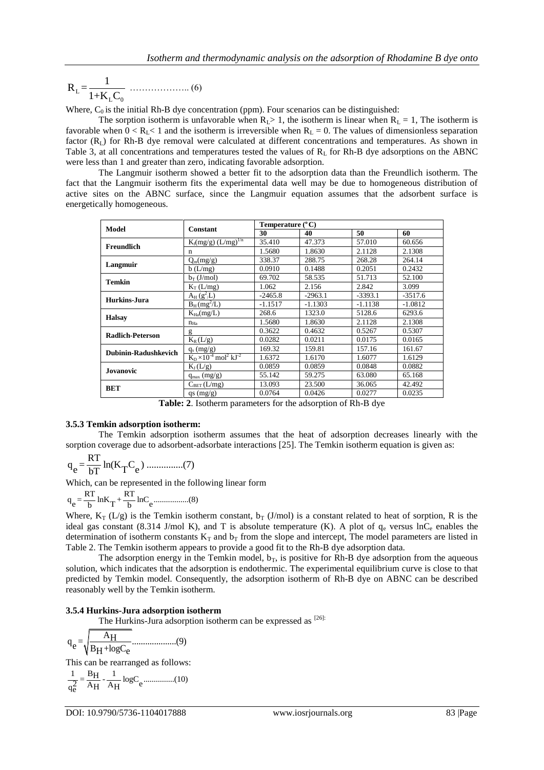$$R_L = \frac{1}{1+K_L C_0} \quad \text{……………….. (6)}$$

Where, $C_0$ is the initial Rh-B dye concentration (ppm). Four scenarios can be distinguished:

The sorption isotherm is unfavorable when $R_L > 1$, the isotherm is linear when $R_L = 1$, The isotherm is favorable when $0 < R_L < 1$ and the isotherm is irreversible when $R_L = 0$. The values of dimensionless separation factor ($R_L$) for Rh-B dye removal were calculated at different concentrations and temperatures. As shown in Table 3, at all concentrations and temperatures tested the values of $R_L$ for Rh-B dye adsorptions on the ABNC were less than 1 and greater than zero, indicating favorable adsorption.

The Langmuir isotherm showed a better fit to the adsorption data than the Freundlich isotherm. The fact that the Langmuir isotherm fits the experimental data well may be due to homogeneous distribution of active sites on the ABNC surface, since the Langmuir equation assumes that the adsorbent surface is energetically homogeneous.

| Model | Constant | Temperature (°C) | | | |
|---|---|---|---|---|---|
| | | 30 | 40 | 50 | 60 |
| Freundlich | $K_f$(mg/g) $(L/mg)^{1/n}$ | 35.410 | 47.373 | 57.010 | 60.656 |
| | n | 1.5680 | 1.8630 | 2.1128 | 2.1308 |
| Langmuir | $Q_m$(mg/g) | 338.37 | 288.75 | 268.28 | 264.14 |
| | b (L/mg) | 0.0910 | 0.1488 | 0.2051 | 0.2432 |
| Temkin | $b_T$ (J/mol) | 69.702 | 58.535 | 51.713 | 52.100 |
| | $K_T$ (L/mg) | 1.062 | 2.156 | 2.842 | 3.099 |
| Hurkins-Jura | $A_H$ ($g^2$/L) | -2465.8 | -2963.1 | -3393.1 | -3517.6 |
| | $B_H$ ($mg^2$/L) | -1.1517 | -1.1303 | -1.1138 | -1.0812 |
| Halsay | $K_{Ha}$(mg/L) | 268.6 | 1323.0 | 5128.6 | 6293.6 |
| | $n_{Ha}$ | 1.5680 | 1.8630 | 2.1128 | 2.1308 |
| Radlich-Peterson | g | 0.3622 | 0.4632 | 0.5267 | 0.5307 |
| | $K_R$ (L/g) | 0.0282 | 0.0211 | 0.0175 | 0.0165 |
| Dubinin-Radushkevich | $q_s$ (mg/g) | 169.32 | 159.81 | 157.16 | 161.67 |
| | $K_D \times 10^{-4}$ mol$^2$ kJ$^{-2}$ | 1.6372 | 1.6170 | 1.6077 | 1.6129 |
| Jovanovic | $K_J$ (L/g) | 0.0859 | 0.0859 | 0.0848 | 0.0882 |
| | $q_{max}$ (mg/g) | 55.142 | 59.275 | 63.080 | 65.168 |
| BET | $C_{BET}$ (L/mg) | 13.093 | 23.500 | 36.065 | 42.492 |
| | qs (mg/g) | 0.0764 | 0.0426 | 0.0277 | 0.0235 |

**Table: 2**. Isotherm parameters for the adsorption of Rh-B dye

### 3.5.3 Temkin adsorption isotherm:

The Temkin adsorption isotherm assumes that the heat of adsorption decreases linearly with the sorption coverage due to adsorbent-adsorbate interactions [25]. The Temkin isotherm equation is given as:

$$q_e = \frac{RT}{bT}\ln(K_T C_e) \quad \text{...............(7)}$$

Which, can be represented in the following linear form

$$q_e = \frac{RT}{b}\ln K_T + \frac{RT}{b}\ln C_e \quad \text{.................(8)}$$

Where, $K_T$ (L/g) is the Temkin isotherm constant, $b_T$ (J/mol) is a constant related to heat of sorption, R is the ideal gas constant (8.314 J/mol K), and T is absolute temperature (K). A plot of $q_e$ versus $\ln C_e$ enables the determination of isotherm constants $K_T$ and $b_T$ from the slope and intercept, The model parameters are listed in Table 2. The Temkin isotherm appears to provide a good fit to the Rh-B dye adsorption data.

The adsorption energy in the Temkin model, $b_T$, is positive for Rh-B dye adsorption from the aqueous solution, which indicates that the adsorption is endothermic. The experimental equilibrium curve is close to that predicted by Temkin model. Consequently, the adsorption isotherm of Rh-B dye on ABNC can be described reasonably well by the Temkin isotherm.

### 3.5.4 Hurkins-Jura adsorption isotherm

The Hurkins-Jura adsorption isotherm can be expressed as [26]:

$$q_e = \sqrt{\frac{A_H}{B_H + \log C_e}} \quad \text{....................(9)}$$

This can be rearranged as follows:

$$\frac{1}{q_e^2} = \frac{B_H}{A_H} - \frac{1}{A_H}\log C_e \quad \text{...............(10)}$$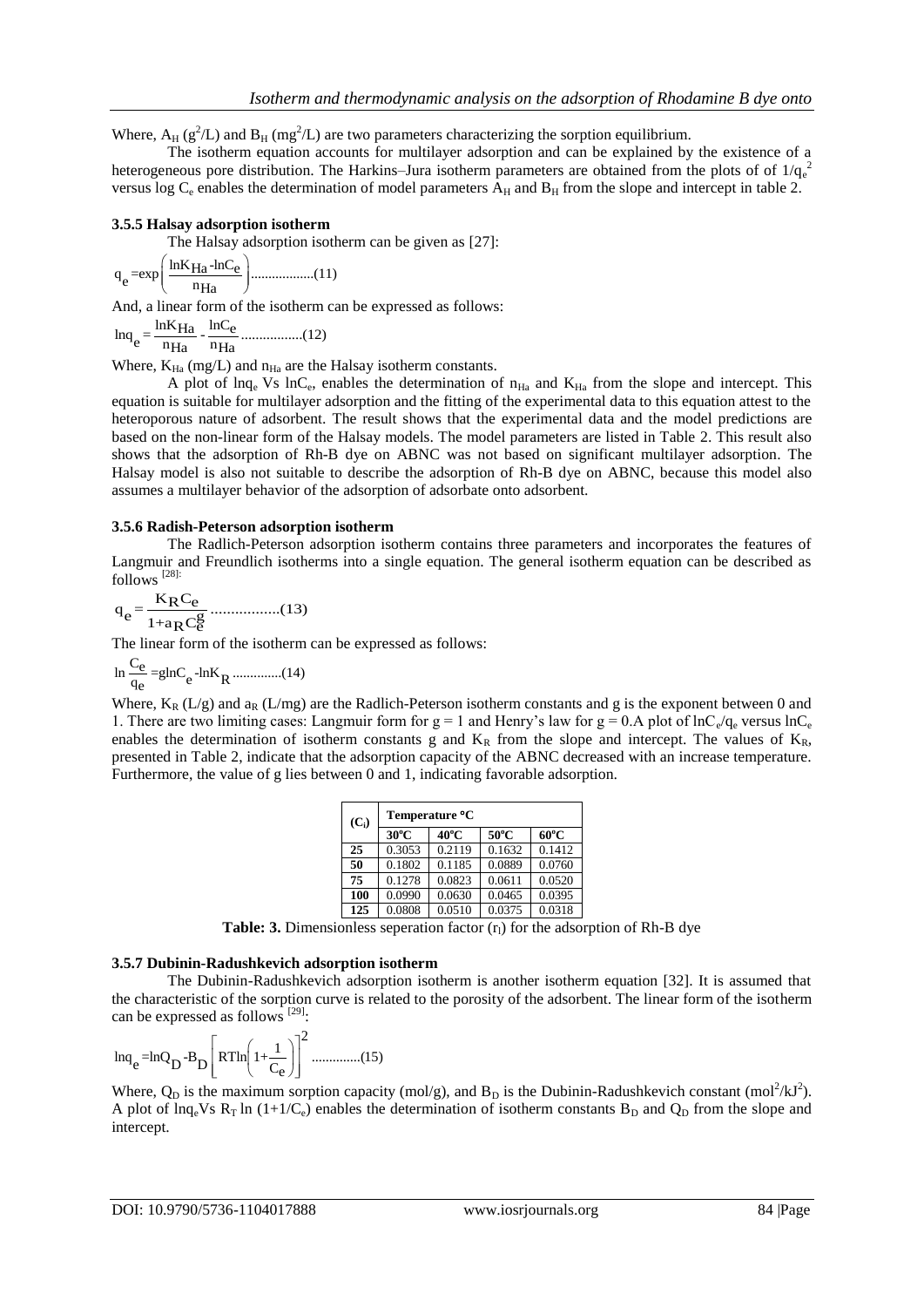Where, $A_H$ ($g^2/L$) and $B_H$ ($mg^2/L$) are two parameters characterizing the sorption equilibrium.

The isotherm equation accounts for multilayer adsorption and can be explained by the existence of a heterogeneous pore distribution. The Harkins–Jura isotherm parameters are obtained from the plots of of $1/q_e^2$ versus log $C_e$ enables the determination of model parameters $A_H$ and $B_H$ from the slope and intercept in table 2.

### 3.5.5 Halsay adsorption isotherm

The Halsay adsorption isotherm can be given as [27]:

$$q_e = \exp\left(\frac{\ln K_{Ha} - \ln C_e}{n_{Ha}}\right) \quad \text{..................(11)}$$

And, a linear form of the isotherm can be expressed as follows:

$$\ln q_e = \frac{\ln K_{Ha}}{n_{Ha}} - \frac{\ln C_e}{n_{Ha}} \quad \text{.................(12)}$$

Where, $K_{Ha}$ (mg/L) and $n_{Ha}$ are the Halsay isotherm constants.

A plot of $\ln q_e$ Vs $\ln C_e$, enables the determination of $n_{Ha}$ and $K_{Ha}$ from the slope and intercept. This equation is suitable for multilayer adsorption and the fitting of the experimental data to this equation attest to the heteroporous nature of adsorbent. The result shows that the experimental data and the model predictions are based on the non-linear form of the Halsay models. The model parameters are listed in Table 2. This result also shows that the adsorption of Rh-B dye on ABNC was not based on significant multilayer adsorption. The Halsay model is also not suitable to describe the adsorption of Rh-B dye on ABNC, because this model also assumes a multilayer behavior of the adsorption of adsorbate onto adsorbent.

### 3.5.6 Radish-Peterson adsorption isotherm

The Radlich-Peterson adsorption isotherm contains three parameters and incorporates the features of Langmuir and Freundlich isotherms into a single equation. The general isotherm equation can be described as follows [28]:

$$q_e = \frac{K_R C_e}{1 + a_R C_e^g} \quad \text{................(13)}$$

The linear form of the isotherm can be expressed as follows:

$$\ln \frac{C_e}{q_e} = g \ln C_e - \ln K_R \quad \text{..............(14)}$$

Where, $K_R$ (L/g) and $a_R$ (L/mg) are the Radlich-Peterson isotherm constants and g is the exponent between 0 and 1. There are two limiting cases: Langmuir form for g = 1 and Henry's law for g = 0. A plot of $\ln C_e/q_e$ versus $\ln C_e$ enables the determination of isotherm constants g and $K_R$ from the slope and intercept. The values of $K_R$, presented in Table 2, indicate that the adsorption capacity of the ABNC decreased with an increase temperature. Furthermore, the value of g lies between 0 and 1, indicating favorable adsorption.

| ($C_i$) | Temperature °C | | | |
|---|---|---|---|---|
| | 30°C | 40°C | 50°C | 60°C |
| 25 | 0.3053 | 0.2119 | 0.1632 | 0.1412 |
| 50 | 0.1802 | 0.1185 | 0.0889 | 0.0760 |
| 75 | 0.1278 | 0.0823 | 0.0611 | 0.0520 |
| 100 | 0.0990 | 0.0630 | 0.0465 | 0.0395 |
| 125 | 0.0808 | 0.0510 | 0.0375 | 0.0318 |

**Table: 3.** Dimensionless seperation factor ($r_l$) for the adsorption of Rh-B dye

### 3.5.7 Dubinin-Radushkevich adsorption isotherm

The Dubinin-Radushkevich adsorption isotherm is another isotherm equation [32]. It is assumed that the characteristic of the sorption curve is related to the porosity of the adsorbent. The linear form of the isotherm can be expressed as follows [29]:

$$\ln q_e = \ln Q_D - B_D \left[ RT \ln\left(1 + \frac{1}{C_e}\right) \right]^2 \quad \text{.............(15)}$$

Where, $Q_D$ is the maximum sorption capacity (mol/g), and $B_D$ is the Dubinin-Radushkevich constant ($mol^2/kJ^2$). A plot of $\ln q_e$ Vs $R_T \ln(1+1/C_e)$ enables the determination of isotherm constants $B_D$ and $Q_D$ from the slope and intercept.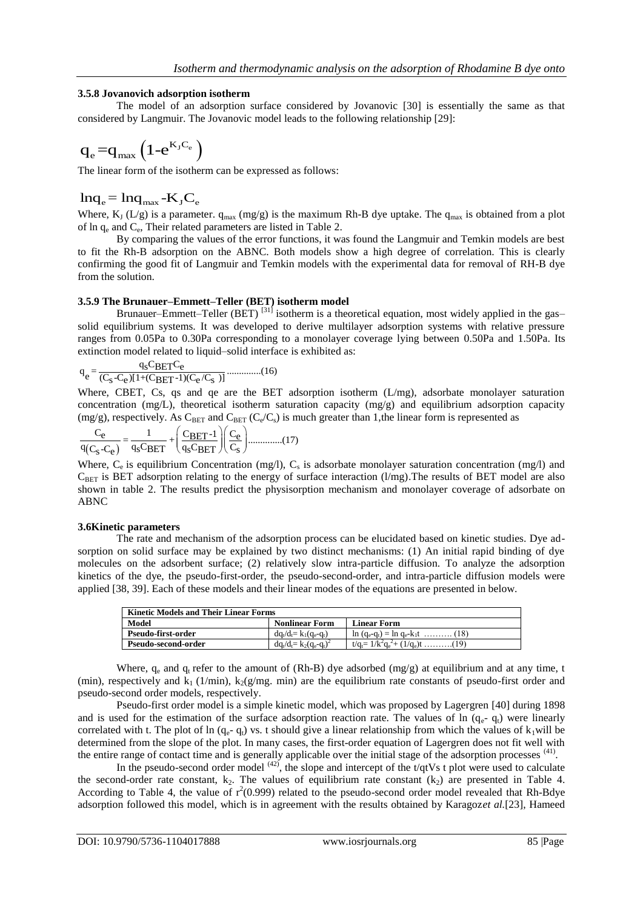### 3.5.8 Jovanovich adsorption isotherm

The model of an adsorption surface considered by Jovanovic [30] is essentially the same as that considered by Langmuir. The Jovanovic model leads to the following relationship [29]:

$$q_e = q_{max}\left(1\text{-}e^{K_J C_e}\right)$$

The linear form of the isotherm can be expressed as follows:

$$\ln q_e = \ln q_{max} \text{-} K_J C_e$$

Where, $K_J$ (L/g) is a parameter. $q_{max}$ (mg/g) is the maximum Rh-B dye uptake. The $q_{max}$ is obtained from a plot of ln $q_e$ and $C_e$, Their related parameters are listed in Table 2.

By comparing the values of the error functions, it was found the Langmuir and Temkin models are best to fit the Rh-B adsorption on the ABNC. Both models show a high degree of correlation. This is clearly confirming the good fit of Langmuir and Temkin models with the experimental data for removal of RH-B dye from the solution.

### 3.5.9 The Brunauer–Emmett–Teller (BET) isotherm model

Brunauer–Emmett–Teller (BET) [31] isotherm is a theoretical equation, most widely applied in the gas–solid equilibrium systems. It was developed to derive multilayer adsorption systems with relative pressure ranges from 0.05Pa to 0.30Pa corresponding to a monolayer coverage lying between 0.50Pa and 1.50Pa. Its extinction model related to liquid–solid interface is exhibited as:

$$q_e = \frac{q_S C_{BET} C_e}{(C_S - C_e)[1+(C_{BET}-1)(C_e/C_S)]} \text{ .............(16)}$$

Where, CBET, Cs, qs and qe are the BET adsorption isotherm (L/mg), adsorbate monolayer saturation concentration (mg/L), theoretical isotherm saturation capacity (mg/g) and equilibrium adsorption capacity (mg/g), respectively. As $C_{BET}$ and $C_{BET}$ ($C_e/C_s$) is much greater than 1,the linear form is represented as

$$\frac{C_e}{q(C_S - C_e)} = \frac{1}{q_S C_{BET}} + \left(\frac{C_{BET}-1}{q_S C_{BET}}\right)\left(\frac{C_e}{C_S}\right) \text{.............(17)}$$

Where, $C_e$ is equilibrium Concentration (mg/l), $C_s$ is adsorbate monolayer saturation concentration (mg/l) and $C_{BET}$ is BET adsorption relating to the energy of surface interaction (l/mg).The results of BET model are also shown in table 2. The results predict the physisorption mechanism and monolayer coverage of adsorbate on ABNC

### 3.6Kinetic parameters

The rate and mechanism of the adsorption process can be elucidated based on kinetic studies. Dye adsorption on solid surface may be explained by two distinct mechanisms: (1) An initial rapid binding of dye molecules on the adsorbent surface; (2) relatively slow intra-particle diffusion. To analyze the adsorption kinetics of the dye, the pseudo-first-order, the pseudo-second-order, and intra-particle diffusion models were applied [38, 39]. Each of these models and their linear modes of the equations are presented in below.

| **Kinetic Models and Their Linear Forms** | | |
|---|---|---|
| **Model** | **Nonlinear Form** | **Linear Form** |
| **Pseudo-first-order** | $dq_t/d_t = k_1(q_e-q_t)$ | $\ln(q_e-q_t) = \ln q_e - k_1 t$ .......... (18) |
| **Pseudo-second-order** | $dq_t/d_t = k_2(q_e-q_t)^2$ | $t/q_t = 1/k^2 q_e^2 + (1/q_e)t$ ..........(19) |

Where, $q_e$ and $q_t$ refer to the amount of (Rh-B) dye adsorbed (mg/g) at equilibrium and at any time, t (min), respectively and $k_1$ (1/min), $k_2$(g/mg. min) are the equilibrium rate constants of pseudo-first order and pseudo-second order models, respectively.

Pseudo-first order model is a simple kinetic model, which was proposed by Lagergren [40] during 1898 and is used for the estimation of the surface adsorption reaction rate. The values of ln ($q_e$- $q_t$) were linearly correlated with t. The plot of ln ($q_e$- $q_t$) vs. t should give a linear relationship from which the values of $k_1$will be determined from the slope of the plot. In many cases, the first-order equation of Lagergren does not fit well with the entire range of contact time and is generally applicable over the initial stage of the adsorption processes [41].

In the pseudo-second order model [42], the slope and intercept of the t/qtVs t plot were used to calculate the second-order rate constant, $k_2$. The values of equilibrium rate constant ($k_2$) are presented in Table 4. According to Table 4, the value of $r^2$(0.999) related to the pseudo-second order model revealed that Rh-Bdye adsorption followed this model, which is in agreement with the results obtained by Karagoz*et al.*[23], Hameed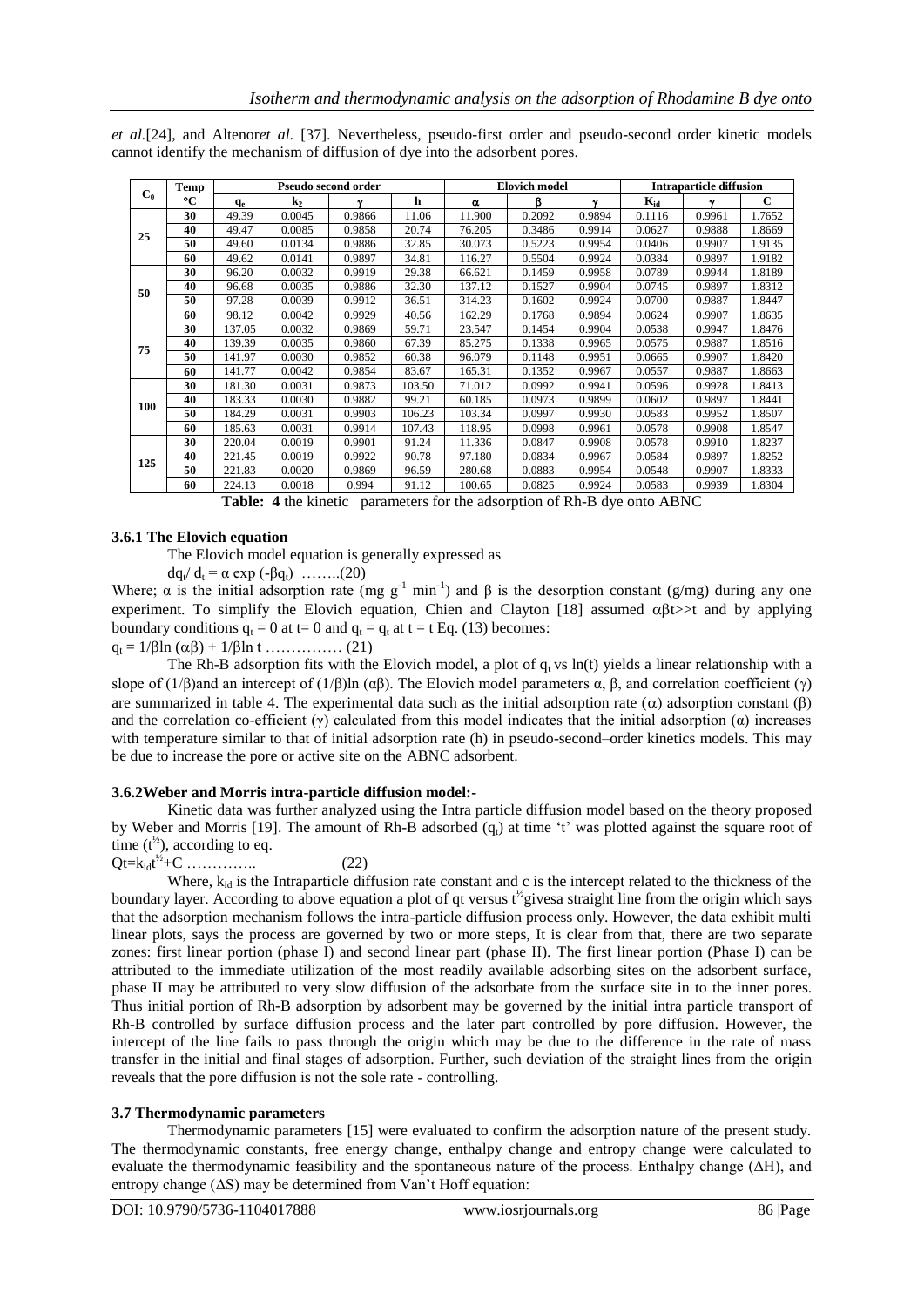*et al.*[24], and Altenor*et al.* [37]. Nevertheless, pseudo-first order and pseudo-second order kinetic models cannot identify the mechanism of diffusion of dye into the adsorbent pores.

| $C_0$ | Temp °C | Pseudo second order | | | | Elovich model | | | Intraparticle diffusion | | |
|---|---|---|---|---|---|---|---|---|---|---|---|
| | | $q_e$ | $k_2$ | γ | h | α | β | γ | $K_{id}$ | γ | C |
| 25 | 30 | 49.39 | 0.0045 | 0.9866 | 11.06 | 11.900 | 0.2092 | 0.9894 | 0.1116 | 0.9961 | 1.7652 |
| | 40 | 49.47 | 0.0085 | 0.9858 | 20.74 | 76.205 | 0.3486 | 0.9914 | 0.0627 | 0.9888 | 1.8669 |
| | 50 | 49.60 | 0.0134 | 0.9886 | 32.85 | 30.073 | 0.5223 | 0.9954 | 0.0406 | 0.9907 | 1.9135 |
| | 60 | 49.62 | 0.0141 | 0.9897 | 34.81 | 116.27 | 0.5504 | 0.9924 | 0.0384 | 0.9897 | 1.9182 |
| 50 | 30 | 96.20 | 0.0032 | 0.9919 | 29.38 | 66.621 | 0.1459 | 0.9958 | 0.0789 | 0.9944 | 1.8189 |
| | 40 | 96.68 | 0.0035 | 0.9886 | 32.30 | 137.12 | 0.1527 | 0.9904 | 0.0745 | 0.9897 | 1.8312 |
| | 50 | 97.28 | 0.0039 | 0.9912 | 36.51 | 314.23 | 0.1602 | 0.9924 | 0.0700 | 0.9887 | 1.8447 |
| | 60 | 98.12 | 0.0042 | 0.9929 | 40.56 | 162.29 | 0.1768 | 0.9894 | 0.0624 | 0.9907 | 1.8635 |
| 75 | 30 | 137.05 | 0.0032 | 0.9869 | 59.71 | 23.547 | 0.1454 | 0.9904 | 0.0538 | 0.9947 | 1.8476 |
| | 40 | 139.39 | 0.0035 | 0.9860 | 67.39 | 85.275 | 0.1338 | 0.9965 | 0.0575 | 0.9887 | 1.8516 |
| | 50 | 141.97 | 0.0030 | 0.9852 | 60.38 | 96.079 | 0.1148 | 0.9951 | 0.0665 | 0.9907 | 1.8420 |
| | 60 | 141.77 | 0.0042 | 0.9854 | 83.67 | 165.31 | 0.1352 | 0.9967 | 0.0557 | 0.9887 | 1.8663 |
| 100 | 30 | 181.30 | 0.0031 | 0.9873 | 103.50 | 71.012 | 0.0992 | 0.9941 | 0.0596 | 0.9928 | 1.8413 |
| | 40 | 183.33 | 0.0030 | 0.9882 | 99.21 | 60.185 | 0.0973 | 0.9899 | 0.0602 | 0.9897 | 1.8441 |
| | 50 | 184.29 | 0.0031 | 0.9903 | 106.23 | 103.34 | 0.0997 | 0.9930 | 0.0583 | 0.9952 | 1.8507 |
| | 60 | 185.63 | 0.0031 | 0.9914 | 107.43 | 118.95 | 0.0998 | 0.9961 | 0.0578 | 0.9908 | 1.8547 |
| 125 | 30 | 220.04 | 0.0019 | 0.9901 | 91.24 | 11.336 | 0.0847 | 0.9908 | 0.0578 | 0.9910 | 1.8237 |
| | 40 | 221.45 | 0.0019 | 0.9922 | 90.78 | 97.180 | 0.0834 | 0.9967 | 0.0584 | 0.9897 | 1.8252 |
| | 50 | 221.83 | 0.0020 | 0.9869 | 96.59 | 280.68 | 0.0883 | 0.9954 | 0.0548 | 0.9907 | 1.8333 |
| | 60 | 224.13 | 0.0018 | 0.994 | 91.12 | 100.65 | 0.0825 | 0.9924 | 0.0583 | 0.9939 | 1.8304 |

**Table: 4** the kinetic parameters for the adsorption of Rh-B dye onto ABNC

### 3.6.1 The Elovich equation

The Elovich model equation is generally expressed as

$dq_t/ d_t = \alpha \exp(-\beta q_t)$ ……..(20)

Where; α is the initial adsorption rate (mg $g^{-1}$ $min^{-1}$) and β is the desorption constant (g/mg) during any one experiment. To simplify the Elovich equation, Chien and Clayton [18] assumed $\alpha\beta t >> t$ and by applying boundary conditions $q_t = 0$ at t= 0 and $q_t = q_t$ at t = t Eq. (13) becomes:

$q_t = 1/\beta \ln(\alpha\beta) + 1/\beta \ln t$ …………… (21)

The Rh-B adsorption fits with the Elovich model, a plot of $q_t$ vs ln(t) yields a linear relationship with a slope of (1/β)and an intercept of (1/β)ln (αβ). The Elovich model parameters α, β, and correlation coefficient (γ) are summarized in table 4. The experimental data such as the initial adsorption rate (α) adsorption constant (β) and the correlation co-efficient (γ) calculated from this model indicates that the initial adsorption (α) increases with temperature similar to that of initial adsorption rate (h) in pseudo-second–order kinetics models. This may be due to increase the pore or active site on the ABNC adsorbent.

### 3.6.2Weber and Morris intra-particle diffusion model:-

Kinetic data was further analyzed using the Intra particle diffusion model based on the theory proposed by Weber and Morris [19]. The amount of Rh-B adsorbed ($q_t$) at time 't' was plotted against the square root of time ($t^{½}$), according to eq.

$Qt=k_{id}t^{½}+C$ ………….. (22)

Where, $k_{id}$ is the Intraparticle diffusion rate constant and c is the intercept related to the thickness of the boundary layer. According to above equation a plot of qt versus $t^{½}$givesa straight line from the origin which says that the adsorption mechanism follows the intra-particle diffusion process only. However, the data exhibit multi linear plots, says the process are governed by two or more steps, It is clear from that, there are two separate zones: first linear portion (phase I) and second linear part (phase II). The first linear portion (Phase I) can be attributed to the immediate utilization of the most readily available adsorbing sites on the adsorbent surface, phase II may be attributed to very slow diffusion of the adsorbate from the surface site in to the inner pores. Thus initial portion of Rh-B adsorption by adsorbent may be governed by the initial intra particle transport of Rh-B controlled by surface diffusion process and the later part controlled by pore diffusion. However, the intercept of the line fails to pass through the origin which may be due to the difference in the rate of mass transfer in the initial and final stages of adsorption. Further, such deviation of the straight lines from the origin reveals that the pore diffusion is not the sole rate - controlling.

### 3.7 Thermodynamic parameters

Thermodynamic parameters [15] were evaluated to confirm the adsorption nature of the present study. The thermodynamic constants, free energy change, enthalpy change and entropy change were calculated to evaluate the thermodynamic feasibility and the spontaneous nature of the process. Enthalpy change (ΔH), and entropy change (ΔS) may be determined from Van't Hoff equation: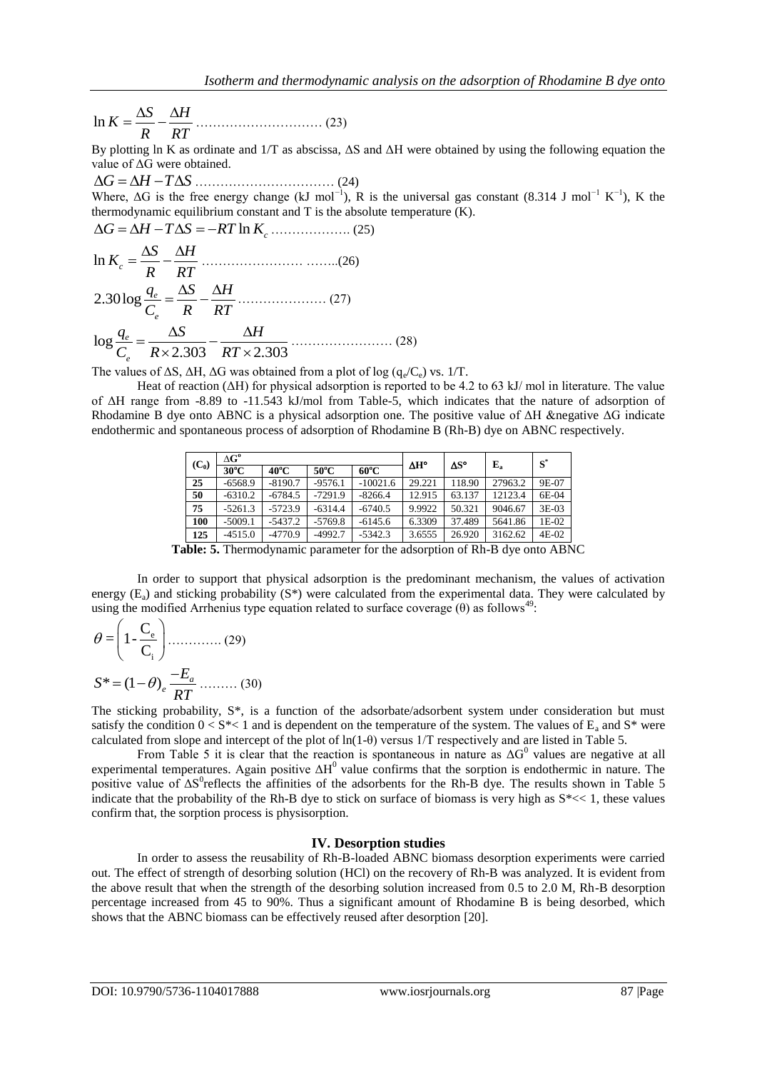$$\ln K = \frac{\Delta S}{R} - \frac{\Delta H}{RT} \quad \text{.............................. (23)}$$

By plotting ln K as ordinate and 1/T as abscissa, ΔS and ΔH were obtained by using the following equation the value of ΔG were obtained.

$$\Delta G = \Delta H - T\Delta S \quad \text{................................ (24)}$$

Where, ΔG is the free energy change (kJ $mol^{-1}$), R is the universal gas constant (8.314 J $mol^{-1}$ $K^{-1}$), K the thermodynamic equilibrium constant and T is the absolute temperature (K).

$$\Delta G = \Delta H - T\Delta S = -RT\ln K_c \quad \text{.................. (25)}$$

$$\ln K_c = \frac{\Delta S}{R} - \frac{\Delta H}{RT} \quad \text{...................... ........(26)}$$

$$2.30\log\frac{q_e}{C_e} = \frac{\Delta S}{R} - \frac{\Delta H}{RT} \quad \text{.................... (27)}$$

$$\log\frac{q_e}{C_e} = \frac{\Delta S}{R \times 2.303} - \frac{\Delta H}{RT \times 2.303} \quad \text{...................... (28)}$$

The values of ΔS, ΔH, ΔG was obtained from a plot of log ($q_e/C_e$) vs. 1/T.

Heat of reaction (ΔH) for physical adsorption is reported to be 4.2 to 63 kJ/ mol in literature. The value of ΔH range from -8.89 to -11.543 kJ/mol from Table-5, which indicates that the nature of adsorption of Rhodamine B dye onto ABNC is a physical adsorption one. The positive value of ΔH &negative ΔG indicate endothermic and spontaneous process of adsorption of Rhodamine B (Rh-B) dye on ABNC respectively.

| ($C_0$) | $\Delta G^o$ | | | | $\Delta H^o$ | $\Delta S^o$ | $E_a$ | $S^*$ |
|---|---|---|---|---|---|---|---|---|
| | 30°C | 40°C | 50°C | 60°C | | | | |
| 25 | -6568.9 | -8190.7 | -9576.1 | -10021.6 | 29.221 | 118.90 | 27963.2 | 9E-07 |
| 50 | -6310.2 | -6784.5 | -7291.9 | -8266.4 | 12.915 | 63.137 | 12123.4 | 6E-04 |
| 75 | -5261.3 | -5723.9 | -6314.4 | -6740.5 | 9.9922 | 50.321 | 9046.67 | 3E-03 |
| 100 | -5009.1 | -5437.2 | -5769.8 | -6145.6 | 6.3309 | 37.489 | 5641.86 | 1E-02 |
| 125 | -4515.0 | -4770.9 | -4992.7 | -5342.3 | 3.6555 | 26.920 | 3162.62 | 4E-02 |

**Table: 5.** Thermodynamic parameter for the adsorption of Rh-B dye onto ABNC

In order to support that physical adsorption is the predominant mechanism, the values of activation energy ($E_a$) and sticking probability (S*) were calculated from the experimental data. They were calculated by using the modified Arrhenius type equation related to surface coverage (θ) as follows[49]:

$$\theta = \left(1 - \frac{C_e}{C_i}\right) \quad \text{............ (29)}$$

$$S^* = (1-\theta)_e \frac{-E_a}{RT} \quad \text{......... (30)}$$

The sticking probability, S*, is a function of the adsorbate/adsorbent system under consideration but must satisfy the condition $0 < S^* < 1$ and is dependent on the temperature of the system. The values of $E_a$ and S* were calculated from slope and intercept of the plot of ln(1-θ) versus 1/T respectively and are listed in Table 5.

From Table 5 it is clear that the reaction is spontaneous in nature as $\Delta G^0$ values are negative at all experimental temperatures. Again positive $\Delta H^0$ value confirms that the sorption is endothermic in nature. The positive value of $\Delta S^0$reflects the affinities of the adsorbents for the Rh-B dye. The results shown in Table 5 indicate that the probability of the Rh-B dye to stick on surface of biomass is very high as $S^* << 1$, these values confirm that, the sorption process is physisorption.

## IV. Desorption studies

In order to assess the reusability of Rh-B-loaded ABNC biomass desorption experiments were carried out. The effect of strength of desorbing solution (HCl) on the recovery of Rh-B was analyzed. It is evident from the above result that when the strength of the desorbing solution increased from 0.5 to 2.0 M, Rh-B desorption percentage increased from 45 to 90%. Thus a significant amount of Rhodamine B is being desorbed, which shows that the ABNC biomass can be effectively reused after desorption [20].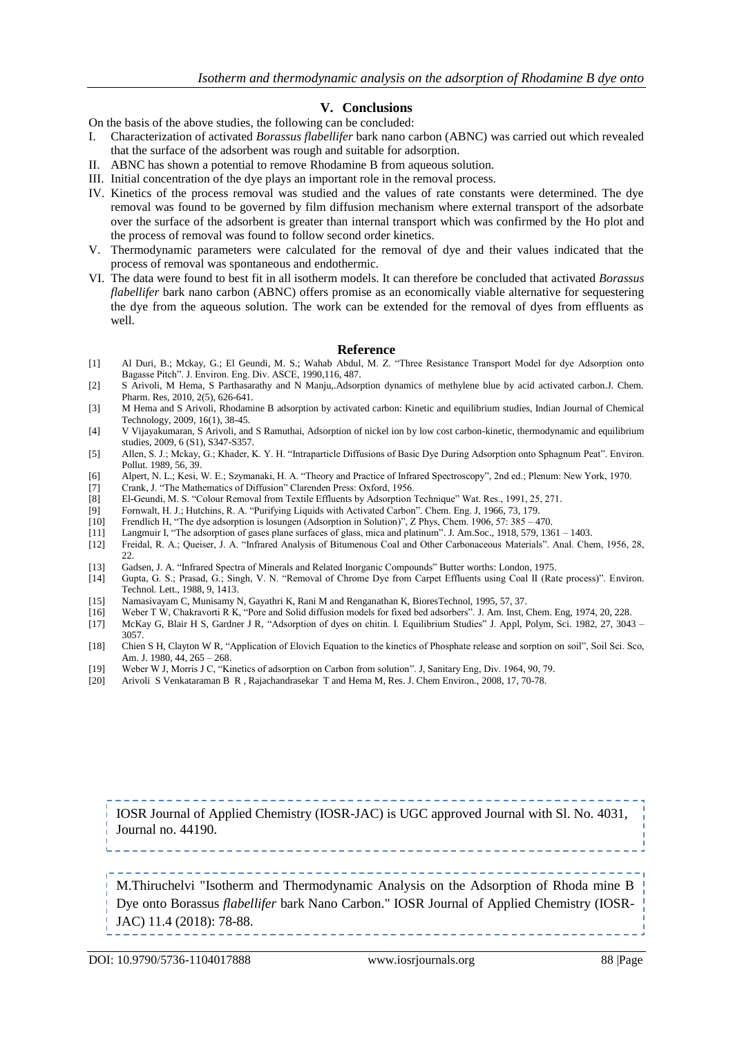## V. Conclusions

On the basis of the above studies, the following can be concluded:

I. Characterization of activated *Borassus flabellifer* bark nano carbon (ABNC) was carried out which revealed that the surface of the adsorbent was rough and suitable for adsorption.

II. ABNC has shown a potential to remove Rhodamine B from aqueous solution.

III. Initial concentration of the dye plays an important role in the removal process.

IV. Kinetics of the process removal was studied and the values of rate constants were determined. The dye removal was found to be governed by film diffusion mechanism where external transport of the adsorbate over the surface of the adsorbent is greater than internal transport which was confirmed by the Ho plot and the process of removal was found to follow second order kinetics.

V. Thermodynamic parameters were calculated for the removal of dye and their values indicated that the process of removal was spontaneous and endothermic.

VI. The data were found to best fit in all isotherm models. It can therefore be concluded that activated *Borassus flabellifer* bark nano carbon (ABNC) offers promise as an economically viable alternative for sequestering the dye from the aqueous solution. The work can be extended for the removal of dyes from effluents as well.

## Reference

[1] Al Duri, B.; Mckay, G.; El Geundi, M. S.; Wahab Abdul, M. Z. "Three Resistance Transport Model for dye Adsorption onto Bagasse Pitch". J. Environ. Eng. Div. ASCE, 1990,116, 487.

[2] S Arivoli, M Hema, S Parthasarathy and N Manju,.Adsorption dynamics of methylene blue by acid activated carbon.J. Chem. Pharm. Res, 2010, 2(5), 626-641.

[3] M Hema and S Arivoli, Rhodamine B adsorption by activated carbon: Kinetic and equilibrium studies, Indian Journal of Chemical Technology, 2009, 16(1), 38-45.

[4] V Vijayakumaran, S Arivoli, and S Ramuthai, Adsorption of nickel ion by low cost carbon-kinetic, thermodynamic and equilibrium studies, 2009, 6 (S1), S347-S357.

[5] Allen, S. J.; Mckay, G.; Khader, K. Y. H. "Intraparticle Diffusions of Basic Dye During Adsorption onto Sphagnum Peat". Environ. Pollut. 1989, 56, 39.

[6] Alpert, N. L.; Kesi, W. E.; Szymanaki, H. A. "Theory and Practice of Infrared Spectroscopy", 2nd ed.; Plenum: New York, 1970.

[7] Crank, J. "The Mathematics of Diffusion" Clarenden Press: Oxford, 1956.

[8] El-Geundi, M. S. "Colour Removal from Textile Effluents by Adsorption Technique" Wat. Res., 1991, 25, 271.

[9] Fornwalt, H. J.; Hutchins, R. A. "Purifying Liquids with Activated Carbon". Chem. Eng. J, 1966, 73, 179.

[10] Frendlich H, "The dye adsorption is losungen (Adsorption in Solution)", Z Phys, Chem. 1906, 57: 385 – 470.

[11] Langmuir I, "The adsorption of gases plane surfaces of glass, mica and platinum". J. Am.Soc., 1918, 579, 1361 – 1403.

[12] Freidal, R. A.; Queiser, J. A. "Infrared Analysis of Bitumenous Coal and Other Carbonaceous Materials". Anal. Chem, 1956, 28, 22.

[13] Gadsen, J. A. "Infrared Spectra of Minerals and Related Inorganic Compounds" Butter worths: London, 1975.

[14] Gupta, G. S.; Prasad, G.; Singh, V. N. "Removal of Chrome Dye from Carpet Effluents using Coal II (Rate process)". Environ. Technol. Lett., 1988, 9, 1413.

[15] Namasivayam C, Munisamy N, Gayathri K, Rani M and Renganathan K, BioresTechnol, 1995, 57, 37.

[16] Weber T W, Chakravorti R K, "Pore and Solid diffusion models for fixed bed adsorbers". J. Am. Inst, Chem. Eng, 1974, 20, 228.

[17] McKay G, Blair H S, Gardner J R, "Adsorption of dyes on chitin. I. Equilibrium Studies" J. Appl, Polym, Sci. 1982, 27, 3043 – 3057.

[18] Chien S H, Clayton W R, "Application of Elovich Equation to the kinetics of Phosphate release and sorption on soil", Soil Sci. Sco, Am. J. 1980, 44, 265 – 268.

[19] Weber W J, Morris J C, "Kinetics of adsorption on Carbon from solution". J, Sanitary Eng, Div. 1964, 90, 79.

[20] Arivoli S Venkataraman B R , Rajachandrasekar T and Hema M, Res. J. Chem Environ., 2008, 17, 70-78.

IOSR Journal of Applied Chemistry (IOSR-JAC) is UGC approved Journal with Sl. No. 4031, Journal no. 44190.

M.Thiruchelvi "Isotherm and Thermodynamic Analysis on the Adsorption of Rhoda mine B Dye onto Borassus *flabellifer* bark Nano Carbon." IOSR Journal of Applied Chemistry (IOSR-JAC) 11.4 (2018): 78-88.